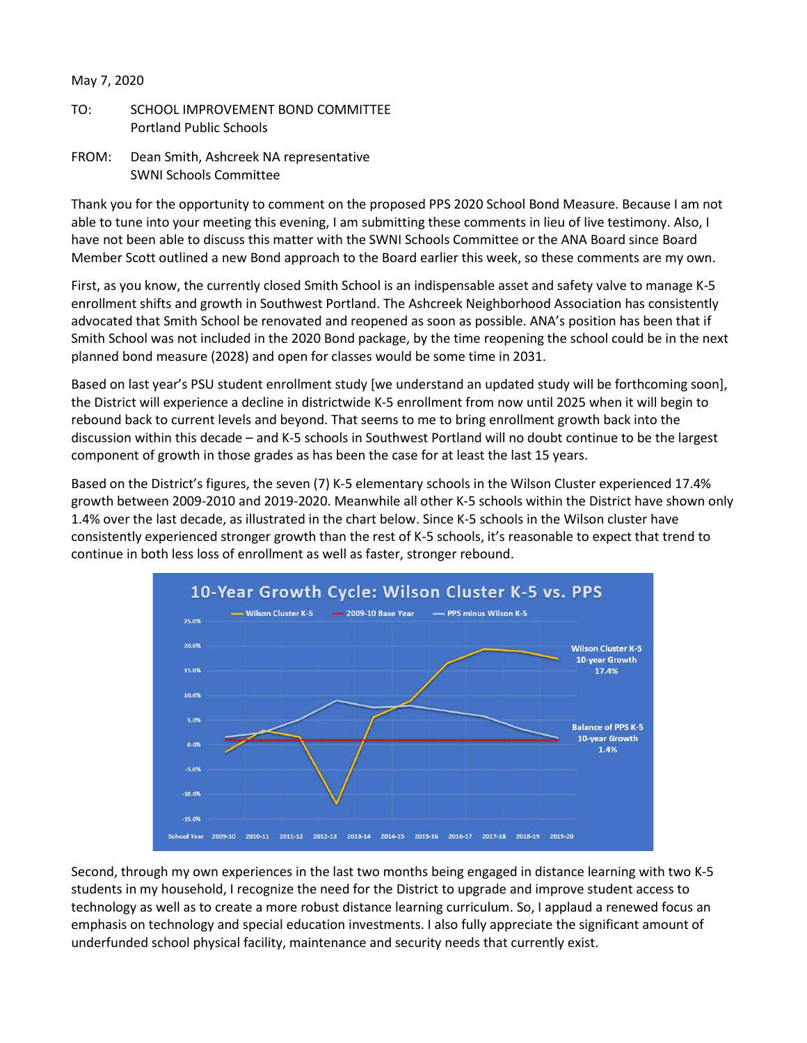May 7, 2020

TO: SCHOOL IMPROVEMENT BOND COMMITTEE
Portland Public Schools

FROM: Dean Smith, Ashcreek NA representative
SWNI Schools Committee

Thank you for the opportunity to comment on the proposed PPS 2020 School Bond Measure. Because I am not able to tune into your meeting this evening, I am submitting these comments in lieu of live testimony. Also, I have not been able to discuss this matter with the SWNI Schools Committee or the ANA Board since Board Member Scott outlined a new Bond approach to the Board earlier this week, so these comments are my own.

First, as you know, the currently closed Smith School is an indispensable asset and safety valve to manage K-5 enrollment shifts and growth in Southwest Portland. The Ashcreek Neighborhood Association has consistently advocated that Smith School be renovated and reopened as soon as possible. ANA's position has been that if Smith School was not included in the 2020 Bond package, by the time reopening the school could be in the next planned bond measure (2028) and open for classes would be some time in 2031.

Based on last year's PSU student enrollment study [we understand an updated study will be forthcoming soon], the District will experience a decline in districtwide K-5 enrollment from now until 2025 when it will begin to rebound back to current levels and beyond. That seems to me to bring enrollment growth back into the discussion within this decade – and K-5 schools in Southwest Portland will no doubt continue to be the largest component of growth in those grades as has been the case for at least the last 15 years.

Based on the District's figures, the seven (7) K-5 elementary schools in the Wilson Cluster experienced 17.4% growth between 2009-2010 and 2019-2020. Meanwhile all other K-5 schools within the District have shown only 1.4% over the last decade, as illustrated in the chart below. Since K-5 schools in the Wilson cluster have consistently experienced stronger growth than the rest of K-5 schools, it's reasonable to expect that trend to continue in both less loss of enrollment as well as faster, stronger rebound.

**10-Year Growth Cycle: Wilson Cluster K-5 vs. PPS**

Legend: Wilson Cluster K-5 — 2009-10 Base Year — PPS minus Wilson K-5

Wilson Cluster K-5 10-year Growth 17.4%

Balance of PPS K-5 10-year Growth 1.4%

School Year: 2009-10, 2010-11, 2011-12, 2012-13, 2013-14, 2014-15, 2015-16, 2016-17, 2017-18, 2018-19, 2019-20

Second, through my own experiences in the last two months being engaged in distance learning with two K-5 students in my household, I recognize the need for the District to upgrade and improve student access to technology as well as to create a more robust distance learning curriculum. So, I applaud a renewed focus an emphasis on technology and special education investments. I also fully appreciate the significant amount of underfunded school physical facility, maintenance and security needs that currently exist.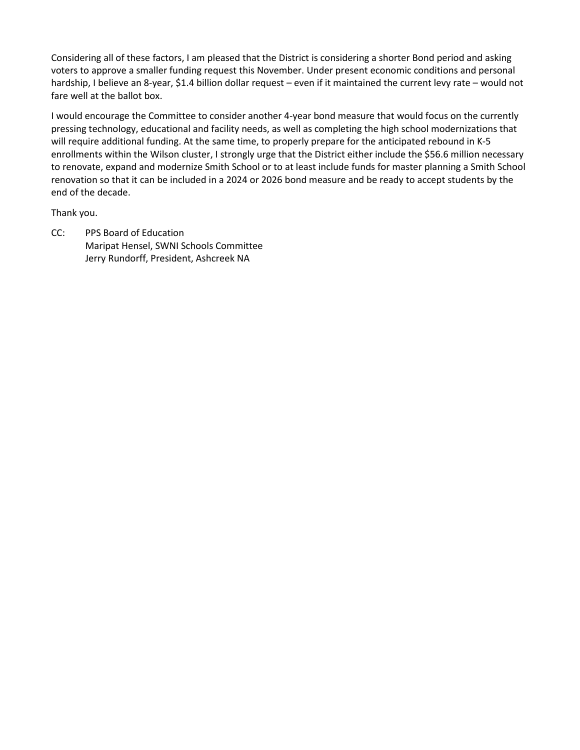Considering all of these factors, I am pleased that the District is considering a shorter Bond period and asking voters to approve a smaller funding request this November. Under present economic conditions and personal hardship, I believe an 8-year, $1.4 billion dollar request – even if it maintained the current levy rate – would not fare well at the ballot box.

I would encourage the Committee to consider another 4-year bond measure that would focus on the currently pressing technology, educational and facility needs, as well as completing the high school modernizations that will require additional funding. At the same time, to properly prepare for the anticipated rebound in K-5 enrollments within the Wilson cluster, I strongly urge that the District either include the $56.6 million necessary to renovate, expand and modernize Smith School or to at least include funds for master planning a Smith School renovation so that it can be included in a 2024 or 2026 bond measure and be ready to accept students by the end of the decade.

Thank you.

CC: PPS Board of Education
Maripat Hensel, SWNI Schools Committee
Jerry Rundorff, President, Ashcreek NA